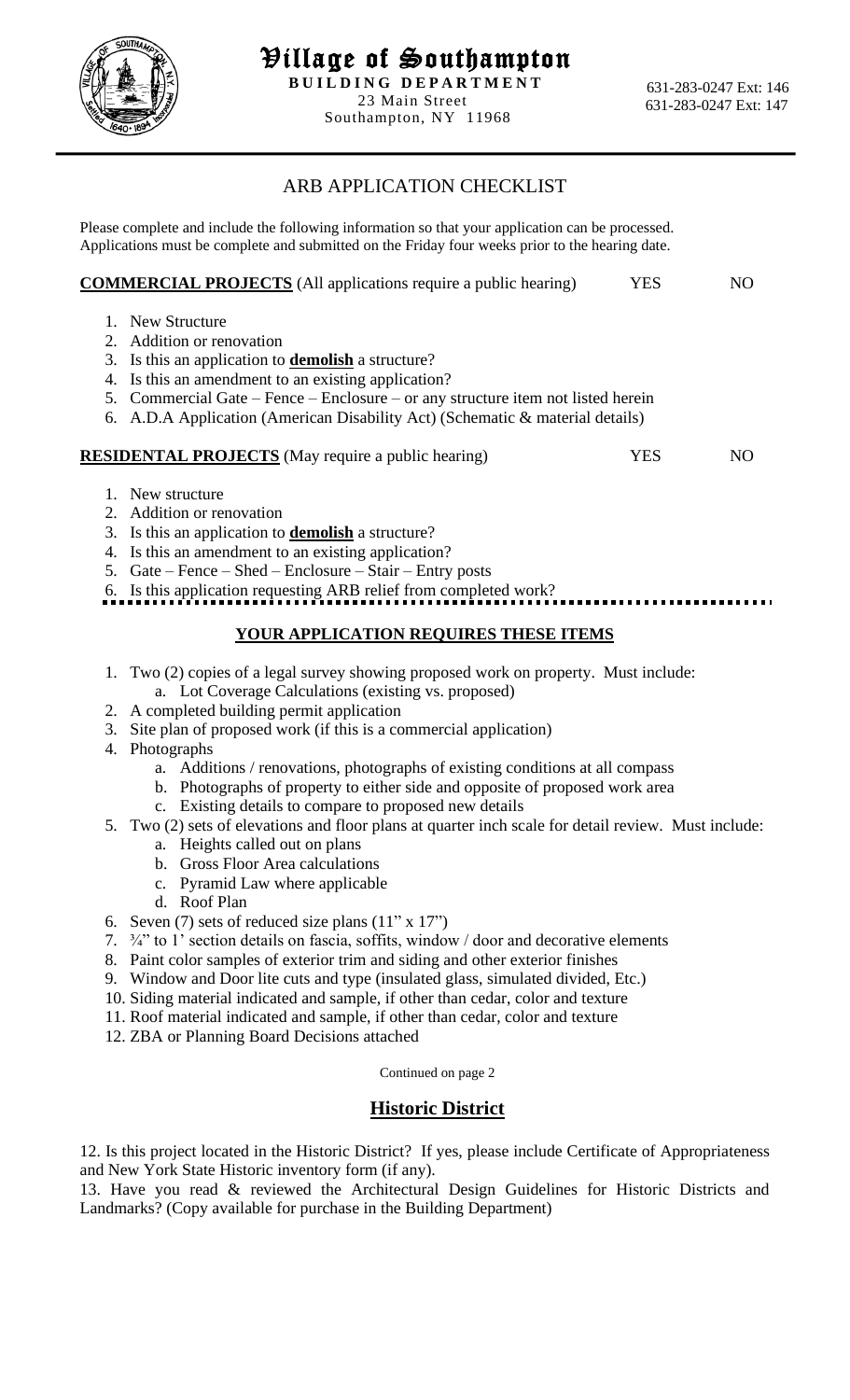# Village of Southampton

**BUILDING DEPARTMENT**
23 Main Street
Southampton, NY 11968

631-283-0247 Ext: 146
631-283-0247 Ext: 147

## ARB APPLICATION CHECKLIST

Please complete and include the following information so that your application can be processed. Applications must be complete and submitted on the Friday four weeks prior to the hearing date.

**COMMERCIAL PROJECTS** (All applications require a public hearing) YES NO

1. New Structure
2. Addition or renovation
3. Is this an application to **demolish** a structure?
4. Is this an amendment to an existing application?
5. Commercial Gate – Fence – Enclosure – or any structure item not listed herein
6. A.D.A Application (American Disability Act) (Schematic & material details)

**RESIDENTAL PROJECTS** (May require a public hearing) YES NO

1. New structure
2. Addition or renovation
3. Is this an application to **demolish** a structure?
4. Is this an amendment to an existing application?
5. Gate – Fence – Shed – Enclosure – Stair – Entry posts
6. Is this application requesting ARB relief from completed work?

### YOUR APPLICATION REQUIRES THESE ITEMS

1. Two (2) copies of a legal survey showing proposed work on property. Must include:
   a. Lot Coverage Calculations (existing vs. proposed)
2. A completed building permit application
3. Site plan of proposed work (if this is a commercial application)
4. Photographs
   a. Additions / renovations, photographs of existing conditions at all compass
   b. Photographs of property to either side and opposite of proposed work area
   c. Existing details to compare to proposed new details
5. Two (2) sets of elevations and floor plans at quarter inch scale for detail review. Must include:
   a. Heights called out on plans
   b. Gross Floor Area calculations
   c. Pyramid Law where applicable
   d. Roof Plan
6. Seven (7) sets of reduced size plans (11" x 17")
7. ¾" to 1' section details on fascia, soffits, window / door and decorative elements
8. Paint color samples of exterior trim and siding and other exterior finishes
9. Window and Door lite cuts and type (insulated glass, simulated divided, Etc.)
10. Siding material indicated and sample, if other than cedar, color and texture
11. Roof material indicated and sample, if other than cedar, color and texture
12. ZBA or Planning Board Decisions attached

Continued on page 2

## Historic District

12. Is this project located in the Historic District? If yes, please include Certificate of Appropriateness and New York State Historic inventory form (if any).

13. Have you read & reviewed the Architectural Design Guidelines for Historic Districts and Landmarks? (Copy available for purchase in the Building Department)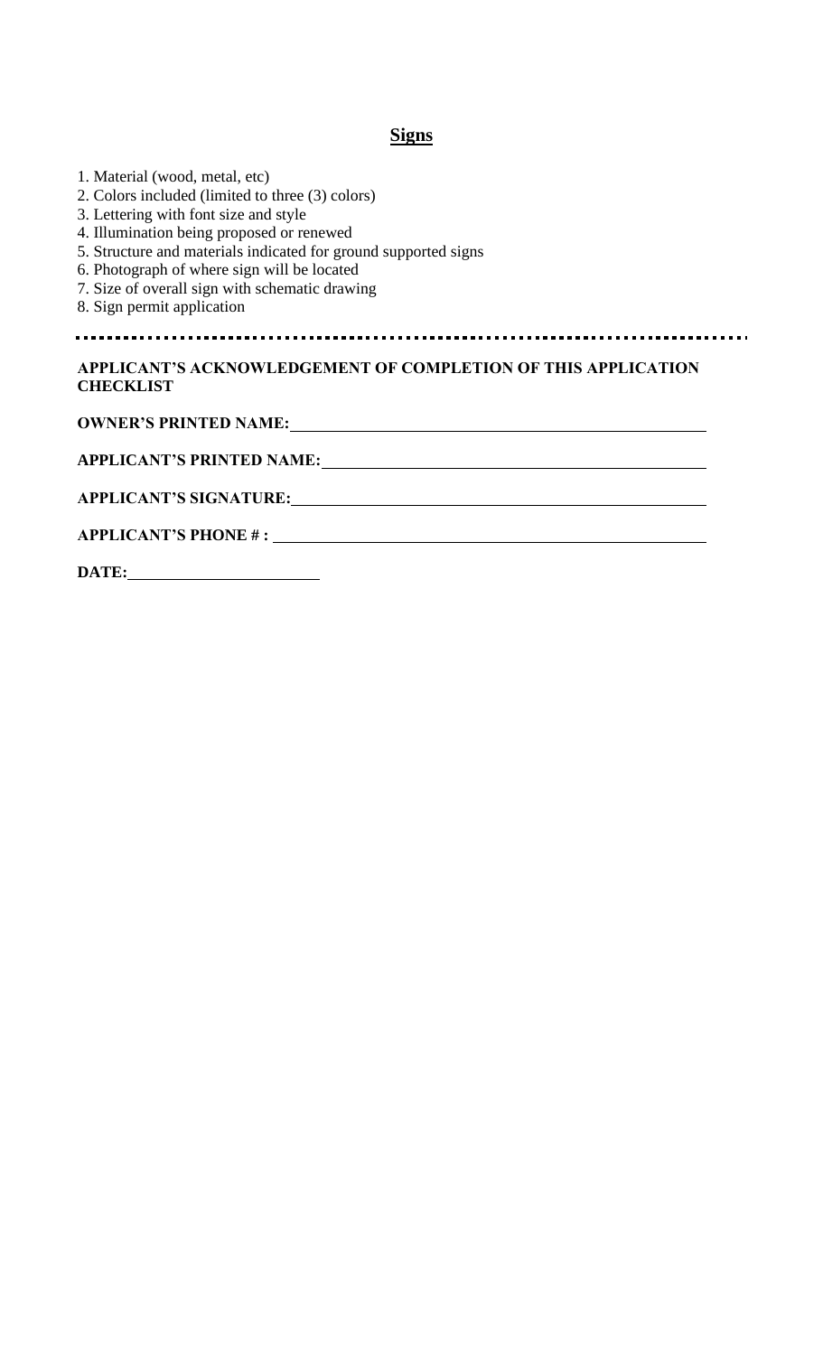## Signs

1. Material (wood, metal, etc)
2. Colors included (limited to three (3) colors)
3. Lettering with font size and style
4. Illumination being proposed or renewed
5. Structure and materials indicated for ground supported signs
6. Photograph of where sign will be located
7. Size of overall sign with schematic drawing
8. Sign permit application

---

**APPLICANT'S ACKNOWLEDGEMENT OF COMPLETION OF THIS APPLICATION CHECKLIST**

**OWNER'S PRINTED NAME:** ______________________________________

**APPLICANT'S PRINTED NAME:** ______________________________________

**APPLICANT'S SIGNATURE:** ______________________________________

**APPLICANT'S PHONE # :** ______________________________________

**DATE:** ____________________